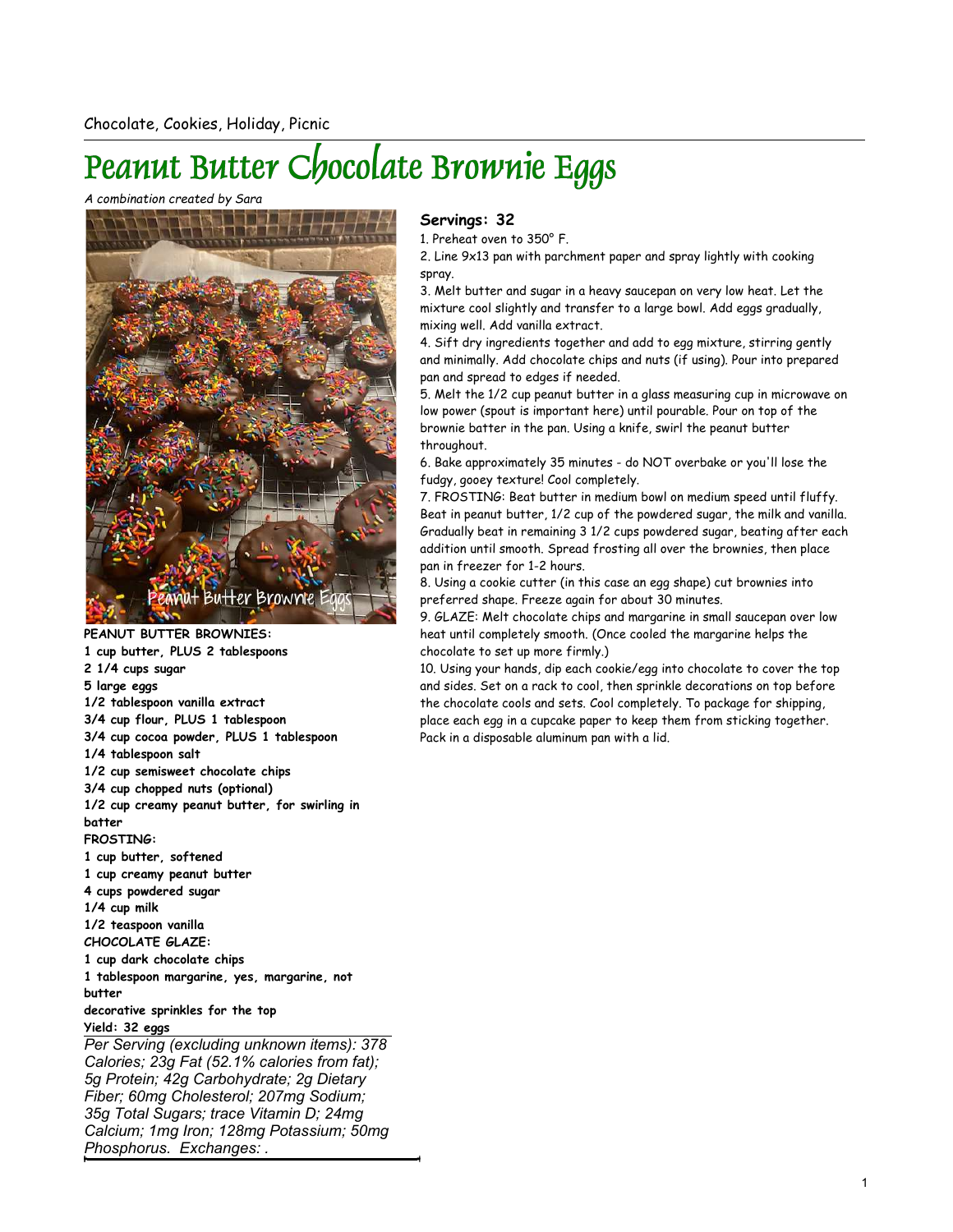Chocolate, Cookies, Holiday, Picnic

# Peanut Butter Chocolate Brownie Eggs

*A combination created by Sara*

**PEANUT BUTTER BROWNIES:**
**1 cup butter, PLUS 2 tablespoons**
**2 1/4 cups sugar**
**5 large eggs**
**1/2 tablespoon vanilla extract**
**3/4 cup flour, PLUS 1 tablespoon**
**3/4 cup cocoa powder, PLUS 1 tablespoon**
**1/4 tablespoon salt**
**1/2 cup semisweet chocolate chips**
**3/4 cup chopped nuts (optional)**
**1/2 cup creamy peanut butter, for swirling in batter**
**FROSTING:**
**1 cup butter, softened**
**1 cup creamy peanut butter**
**4 cups powdered sugar**
**1/4 cup milk**
**1/2 teaspoon vanilla**
**CHOCOLATE GLAZE:**
**1 cup dark chocolate chips**
**1 tablespoon margarine, yes, margarine, not butter**
**decorative sprinkles for the top**
**Yield: 32 eggs**

*Per Serving (excluding unknown items): 378 Calories; 23g Fat (52.1% calories from fat); 5g Protein; 42g Carbohydrate; 2g Dietary Fiber; 60mg Cholesterol; 207mg Sodium; 35g Total Sugars; trace Vitamin D; 24mg Calcium; 1mg Iron; 128mg Potassium; 50mg Phosphorus. Exchanges: .*

### Servings: 32

1. Preheat oven to 350° F.
2. Line 9x13 pan with parchment paper and spray lightly with cooking spray.
3. Melt butter and sugar in a heavy saucepan on very low heat. Let the mixture cool slightly and transfer to a large bowl. Add eggs gradually, mixing well. Add vanilla extract.
4. Sift dry ingredients together and add to egg mixture, stirring gently and minimally. Add chocolate chips and nuts (if using). Pour into prepared pan and spread to edges if needed.
5. Melt the 1/2 cup peanut butter in a glass measuring cup in microwave on low power (spout is important here) until pourable. Pour on top of the brownie batter in the pan. Using a knife, swirl the peanut butter throughout.
6. Bake approximately 35 minutes - do NOT overbake or you'll lose the fudgy, gooey texture! Cool completely.
7. FROSTING: Beat butter in medium bowl on medium speed until fluffy. Beat in peanut butter, 1/2 cup of the powdered sugar, the milk and vanilla. Gradually beat in remaining 3 1/2 cups powdered sugar, beating after each addition until smooth. Spread frosting all over the brownies, then place pan in freezer for 1-2 hours.
8. Using a cookie cutter (in this case an egg shape) cut brownies into preferred shape. Freeze again for about 30 minutes.
9. GLAZE: Melt chocolate chips and margarine in small saucepan over low heat until completely smooth. (Once cooled the margarine helps the chocolate to set up more firmly.)
10. Using your hands, dip each cookie/egg into chocolate to cover the top and sides. Set on a rack to cool, then sprinkle decorations on top before the chocolate cools and sets. Cool completely. To package for shipping, place each egg in a cupcake paper to keep them from sticking together. Pack in a disposable aluminum pan with a lid.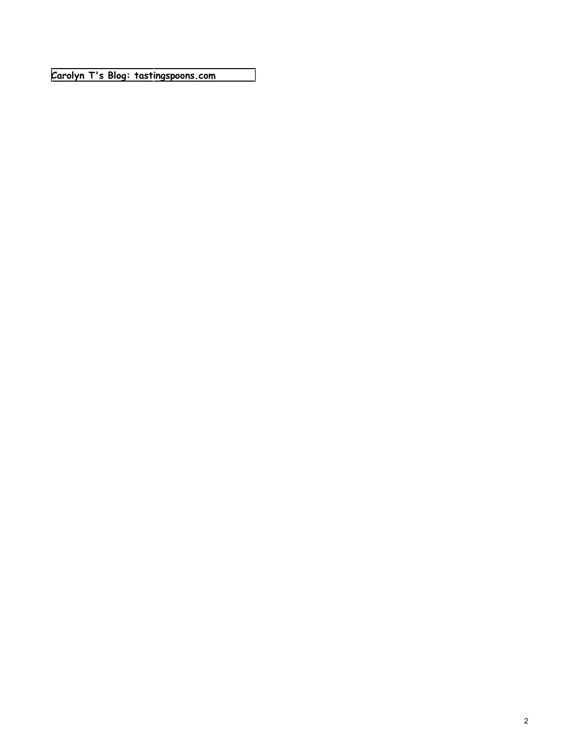**Carolyn T's Blog: tastingspoons.com**